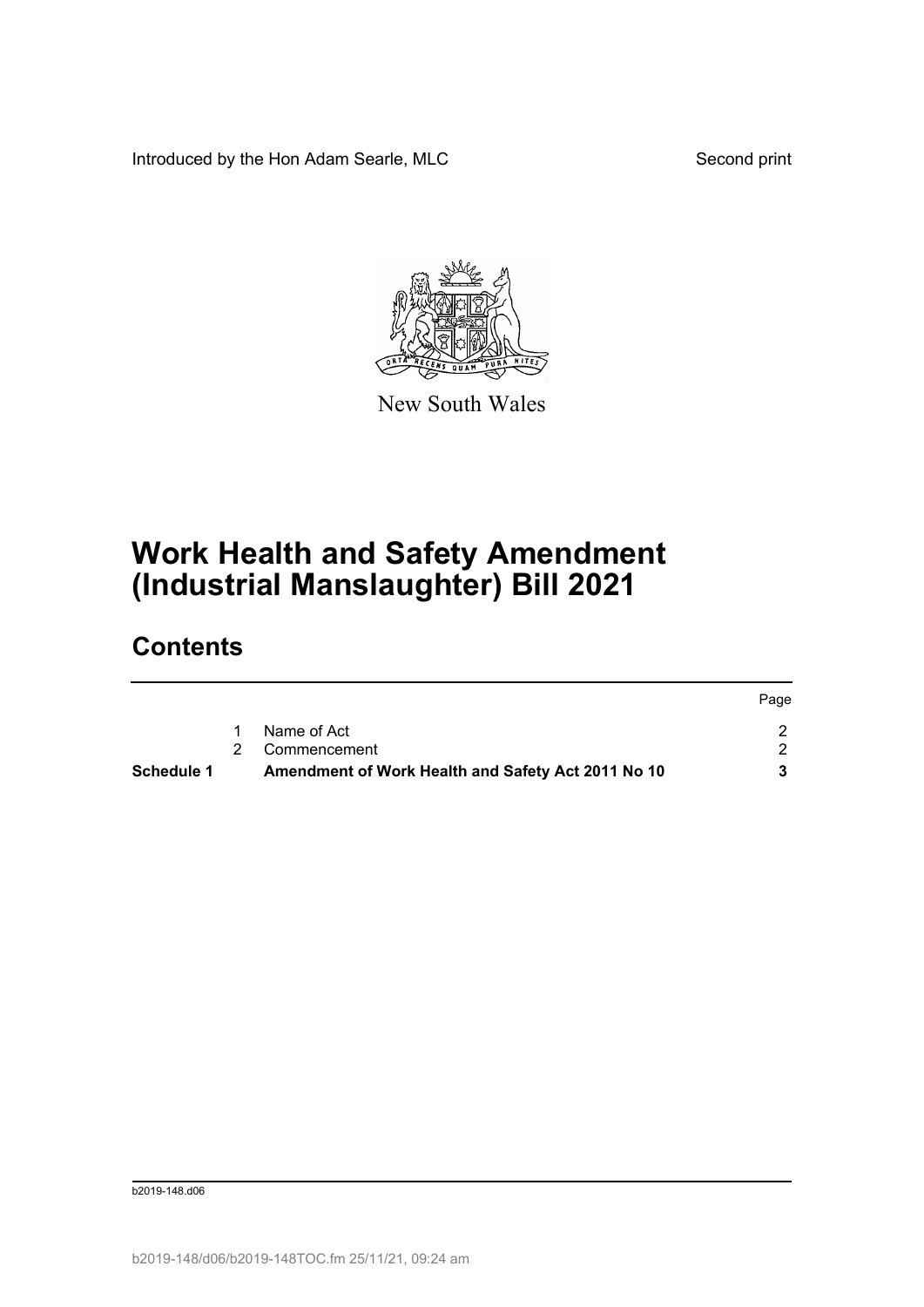Introduced by the Hon Adam Searle, MLC

Second print

New South Wales

# Work Health and Safety Amendment (Industrial Manslaughter) Bill 2021

## Contents

| | | | Page |
|---|---|---|---|
| | 1 | Name of Act | 2 |
| | 2 | Commencement | 2 |
| **Schedule 1** | | **Amendment of Work Health and Safety Act 2011 No 10** | **3** |

b2019-148.d06

b2019-148/d06/b2019-148TOC.fm 25/11/21, 09:24 am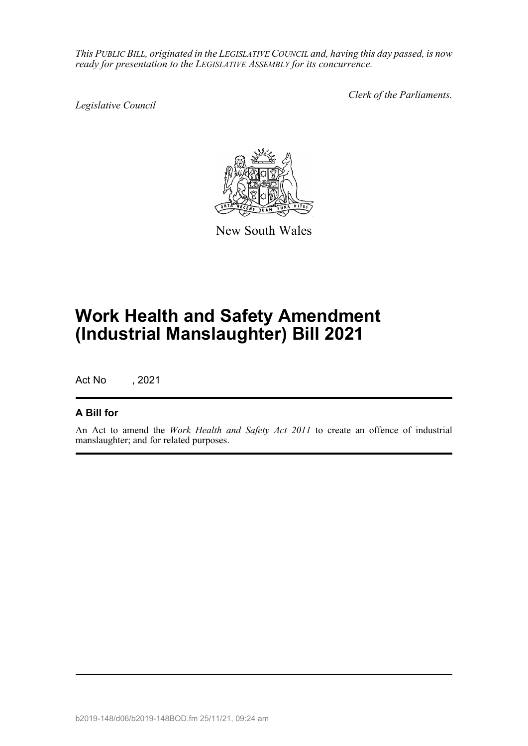*This PUBLIC BILL, originated in the LEGISLATIVE COUNCIL and, having this day passed, is now ready for presentation to the LEGISLATIVE ASSEMBLY for its concurrence.*

*Legislative Council*

*Clerk of the Parliaments.*

New South Wales

# Work Health and Safety Amendment (Industrial Manslaughter) Bill 2021

Act No , 2021

## A Bill for

An Act to amend the *Work Health and Safety Act 2011* to create an offence of industrial manslaughter; and for related purposes.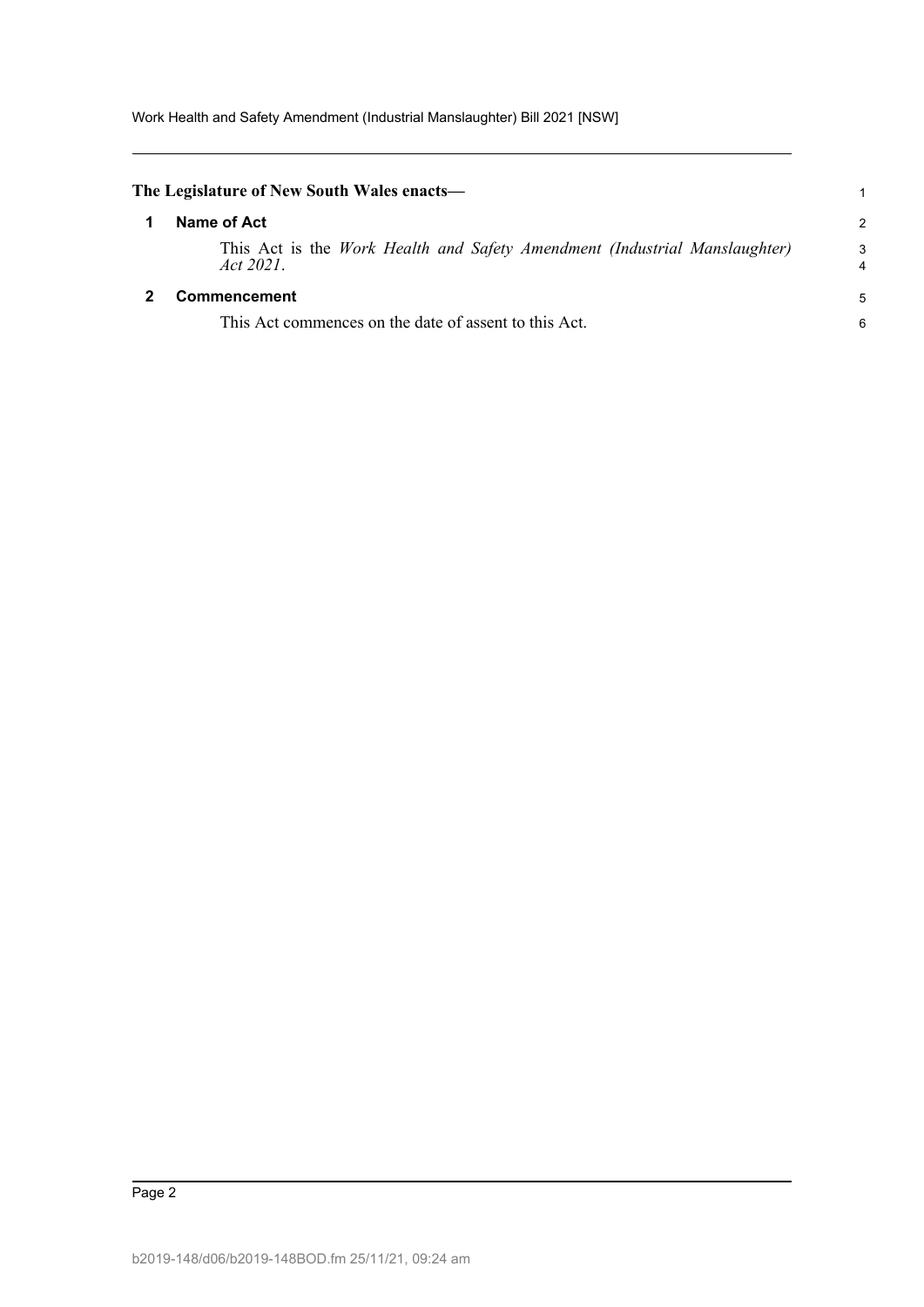**The Legislature of New South Wales enacts—**

## 1 Name of Act

This Act is the *Work Health and Safety Amendment (Industrial Manslaughter) Act 2021*.

## 2 Commencement

This Act commences on the date of assent to this Act.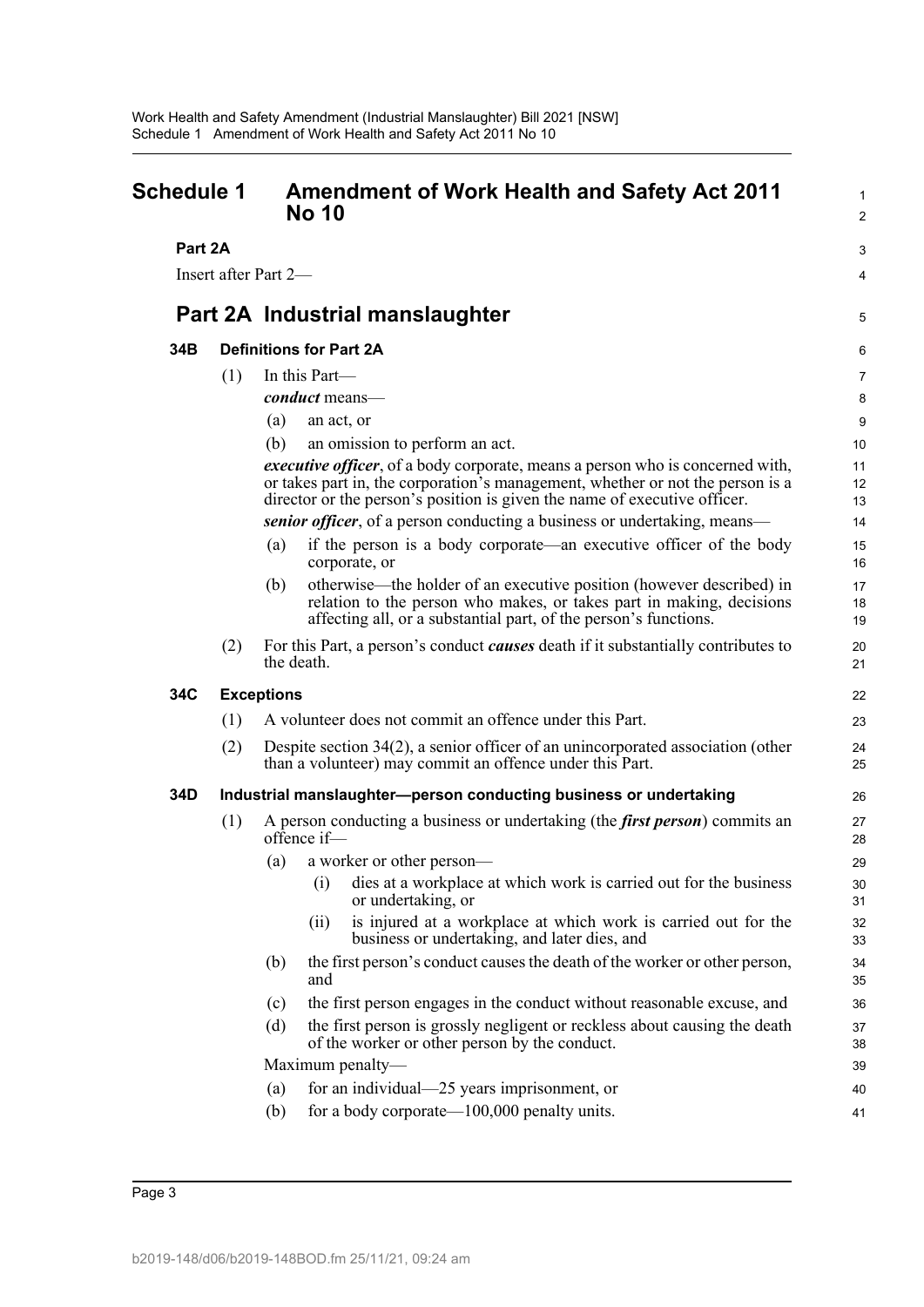# Schedule 1 Amendment of Work Health and Safety Act 2011 No 10

**Part 2A**

Insert after Part 2—

## Part 2A Industrial manslaughter

### 34B Definitions for Part 2A

(1) In this Part—

***conduct*** means—

(a) an act, or

(b) an omission to perform an act.

***executive officer***, of a body corporate, means a person who is concerned with, or takes part in, the corporation's management, whether or not the person is a director or the person's position is given the name of executive officer.

***senior officer***, of a person conducting a business or undertaking, means—

(a) if the person is a body corporate—an executive officer of the body corporate, or

(b) otherwise—the holder of an executive position (however described) in relation to the person who makes, or takes part in making, decisions affecting all, or a substantial part, of the person's functions.

(2) For this Part, a person's conduct ***causes*** death if it substantially contributes to the death.

### 34C Exceptions

(1) A volunteer does not commit an offence under this Part.

(2) Despite section 34(2), a senior officer of an unincorporated association (other than a volunteer) may commit an offence under this Part.

### 34D Industrial manslaughter—person conducting business or undertaking

(1) A person conducting a business or undertaking (the ***first person***) commits an offence if—

(a) a worker or other person—

(i) dies at a workplace at which work is carried out for the business or undertaking, or

(ii) is injured at a workplace at which work is carried out for the business or undertaking, and later dies, and

(b) the first person's conduct causes the death of the worker or other person, and

(c) the first person engages in the conduct without reasonable excuse, and

(d) the first person is grossly negligent or reckless about causing the death of the worker or other person by the conduct.

Maximum penalty—

(a) for an individual—25 years imprisonment, or

(b) for a body corporate—100,000 penalty units.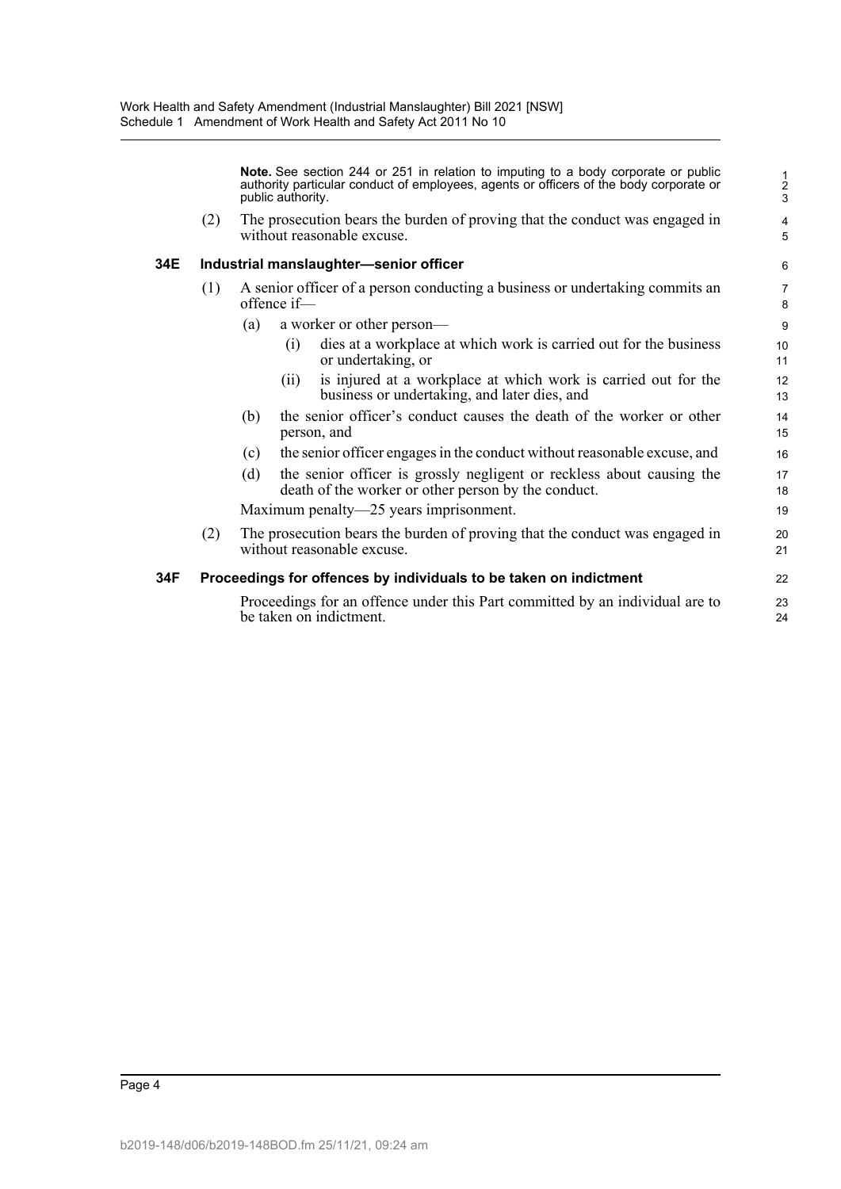**Note.** See section 244 or 251 in relation to imputing to a body corporate or public authority particular conduct of employees, agents or officers of the body corporate or public authority.

(2) The prosecution bears the burden of proving that the conduct was engaged in without reasonable excuse.

### 34E Industrial manslaughter—senior officer

(1) A senior officer of a person conducting a business or undertaking commits an offence if—

(a) a worker or other person—

(i) dies at a workplace at which work is carried out for the business or undertaking, or

(ii) is injured at a workplace at which work is carried out for the business or undertaking, and later dies, and

(b) the senior officer's conduct causes the death of the worker or other person, and

(c) the senior officer engages in the conduct without reasonable excuse, and

(d) the senior officer is grossly negligent or reckless about causing the death of the worker or other person by the conduct.

Maximum penalty—25 years imprisonment.

(2) The prosecution bears the burden of proving that the conduct was engaged in without reasonable excuse.

### 34F Proceedings for offences by individuals to be taken on indictment

Proceedings for an offence under this Part committed by an individual are to be taken on indictment.